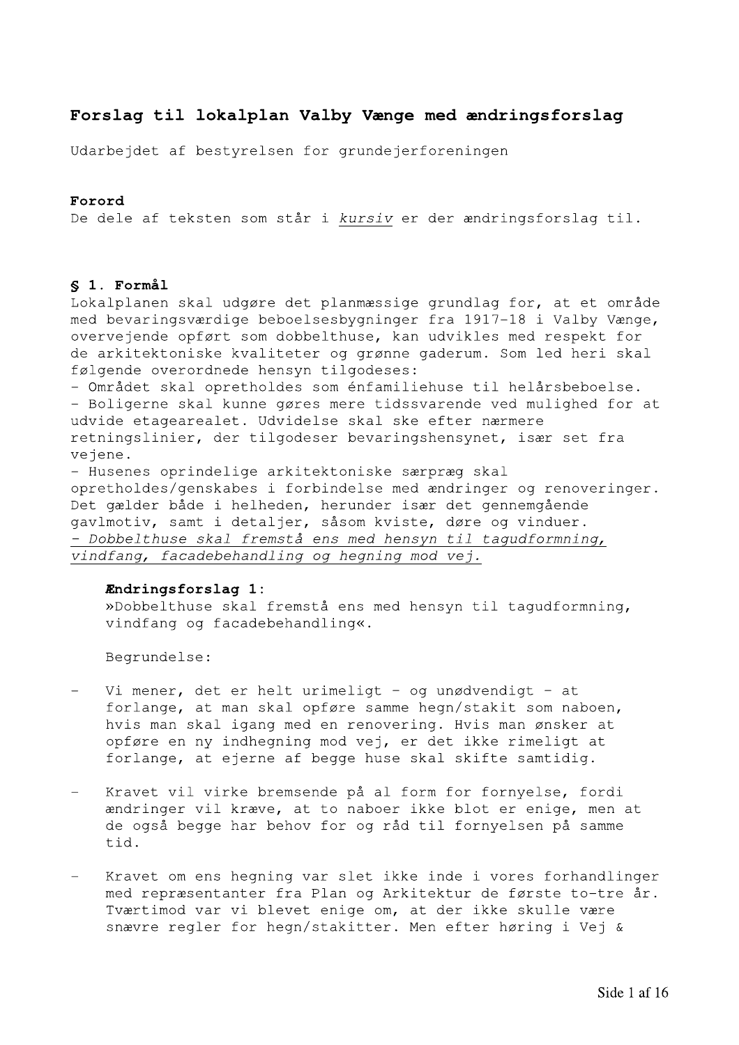## Forslag til lokalplan Valby Vænge med ændringsforslag

Udarbejdet af bestyrelsen for grundejerforeningen

**Forord**

De dele af teksten som står i *kursiv* er der ændringsforslag til.

**§ 1. Formål**

Lokalplanen skal udgøre det planmæssige grundlag for, at et område med bevaringsværdige beboelsesbygninger fra 1917-18 i Valby Vænge, overvejende opført som dobbelthuse, kan udvikles med respekt for de arkitektoniske kvaliteter og grønne gaderum. Som led heri skal følgende overordnede hensyn tilgodeses:

- Området skal opretholdes som énfamiliehuse til helårsbeboelse.
- Boligerne skal kunne gøres mere tidssvarende ved mulighed for at udvide etagearealet. Udvidelse skal ske efter nærmere retningslinier, der tilgodeser bevaringshensynet, især set fra vejene.
- Husenes oprindelige arkitektoniske særpræg skal opretholdes/genskabes i forbindelse med ændringer og renoveringer. Det gælder både i helheden, herunder især det gennemgående gavlmotiv, samt i detaljer, såsom kviste, døre og vinduer.
- *Dobbelthuse skal fremstå ens med hensyn til tagudformning, vindfang, facadebehandling og hegning mod vej.*

> **Ændringsforslag 1**:
> »Dobbelthuse skal fremstå ens med hensyn til tagudformning, vindfang og facadebehandling«.
>
> Begrundelse:
>
> - Vi mener, det er helt urimeligt - og unødvendigt - at forlange, at man skal opføre samme hegn/stakit som naboen, hvis man skal igang med en renovering. Hvis man ønsker at opføre en ny indhegning mod vej, er det ikke rimeligt at forlange, at ejerne af begge huse skal skifte samtidig.
> - Kravet vil virke bremsende på al form for fornyelse, fordi ændringer vil kræve, at to naboer ikke blot er enige, men at de også begge har behov for og råd til fornyelsen på samme tid.
> - Kravet om ens hegning var slet ikke inde i vores forhandlinger med repræsentanter fra Plan og Arkitektur de første to-tre år. Tværtimod var vi blevet enige om, at der ikke skulle være snævre regler for hegn/stakitter. Men efter høring i Vej &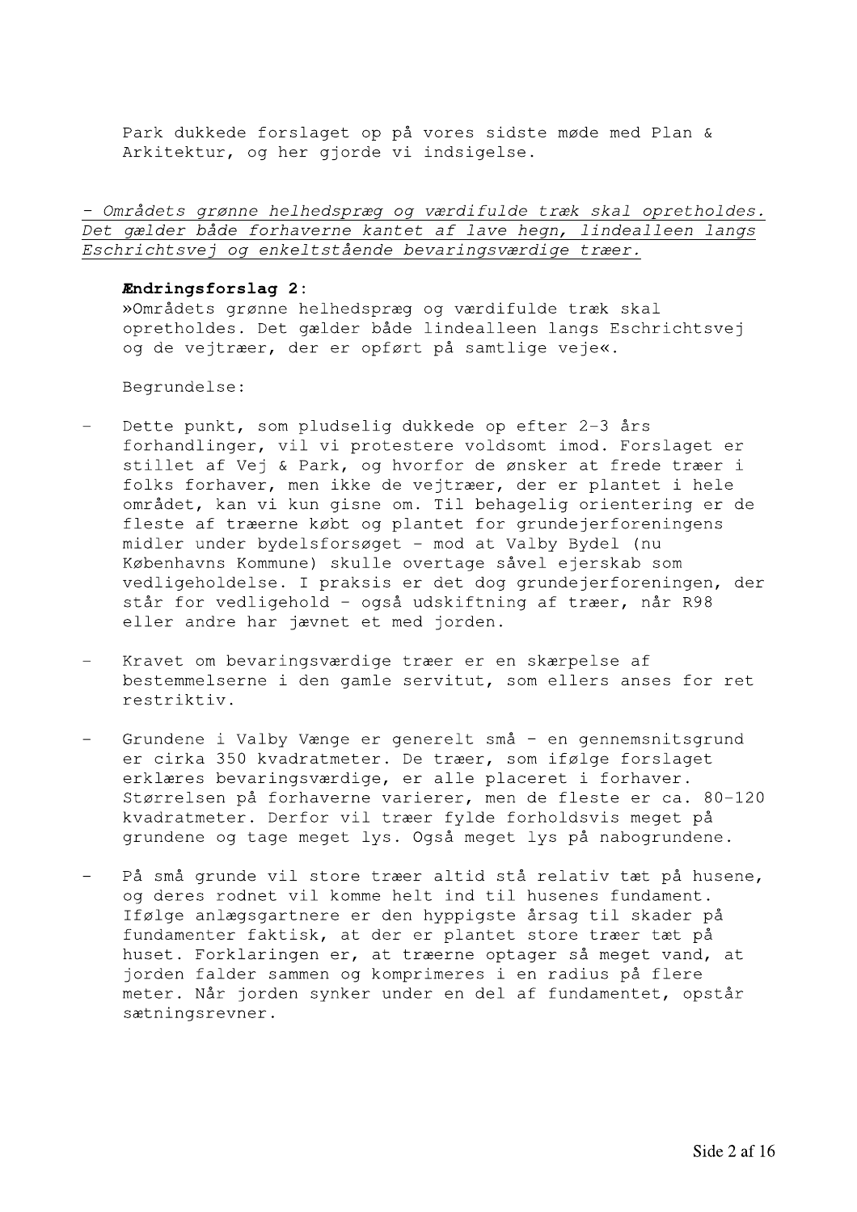Park dukkede forslaget op på vores sidste møde med Plan & Arkitektur, og her gjorde vi indsigelse.

*<u>- Områdets grønne helhedspræg og værdifulde træk skal opretholdes. Det gælder både forhaverne kantet af lave hegn, lindealleen langs Eschrichtsvej og enkeltstående bevaringsværdige træer.</u>*

**Ændringsforslag 2**:
»Områdets grønne helhedspræg og værdifulde træk skal opretholdes. Det gælder både lindealleen langs Eschrichtsvej og de vejtræer, der er opført på samtlige veje«.

Begrundelse:

- Dette punkt, som pludselig dukkede op efter 2-3 års forhandlinger, vil vi protestere voldsomt imod. Forslaget er stillet af Vej & Park, og hvorfor de ønsker at frede træer i folks forhaver, men ikke de vejtræer, der er plantet i hele området, kan vi kun gisne om. Til behagelig orientering er de fleste af træerne købt og plantet for grundejerforeningens midler under bydelsforsøget - mod at Valby Bydel (nu Københavns Kommune) skulle overtage såvel ejerskab som vedligeholdelse. I praksis er det dog grundejerforeningen, der står for vedligehold - også udskiftning af træer, når R98 eller andre har jævnet et med jorden.

- Kravet om bevaringsværdige træer er en skærpelse af bestemmelserne i den gamle servitut, som ellers anses for ret restriktiv.

- Grundene i Valby Vænge er generelt små - en gennemsnitsgrund er cirka 350 kvadratmeter. De træer, som ifølge forslaget erklæres bevaringsværdige, er alle placeret i forhaver. Størrelsen på forhaverne varierer, men de fleste er ca. 80-120 kvadratmeter. Derfor vil træer fylde forholdsvis meget på grundene og tage meget lys. Også meget lys på nabogrundene.

- På små grunde vil store træer altid stå relativ tæt på husene, og deres rodnet vil komme helt ind til husenes fundament. Ifølge anlægsgartnere er den hyppigste årsag til skader på fundamenter faktisk, at der er plantet store træer tæt på huset. Forklaringen er, at træerne optager så meget vand, at jorden falder sammen og komprimeres i en radius på flere meter. Når jorden synker under en del af fundamentet, opstår sætningsrevner.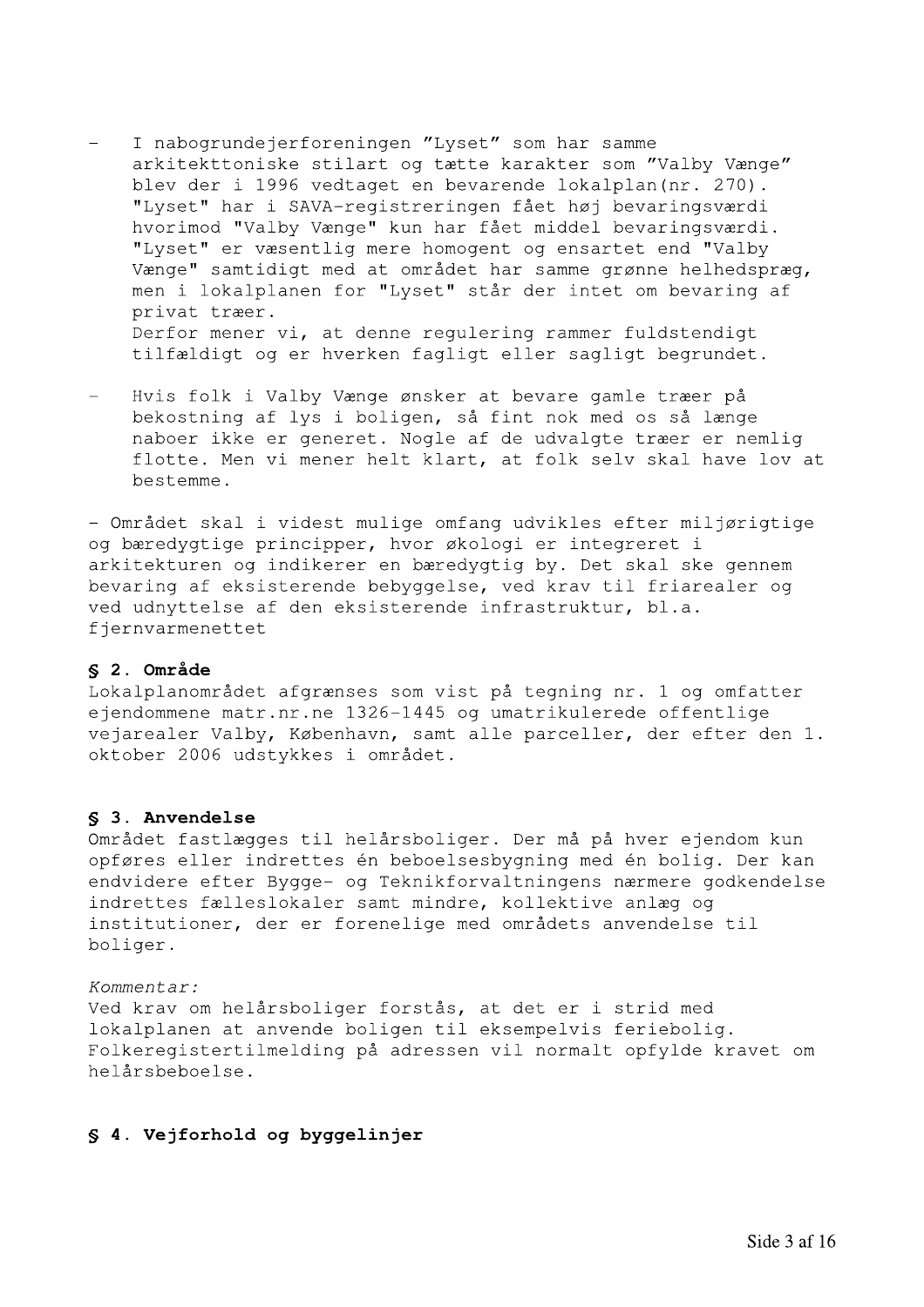- I nabogrundejerforeningen "Lyset" som har samme arkitekttoniske stilart og tætte karakter som "Valby Vænge" blev der i 1996 vedtaget en bevarende lokalplan(nr. 270). "Lyset" har i SAVA-registreringen fået høj bevaringsværdi hvorimod "Valby Vænge" kun har fået middel bevaringsværdi. "Lyset" er væsentlig mere homogent og ensartet end "Valby Vænge" samtidigt med at området har samme grønne helhedspræg, men i lokalplanen for "Lyset" står der intet om bevaring af privat træer.
  Derfor mener vi, at denne regulering rammer fuldstendigt tilfældigt og er hverken fagligt eller sagligt begrundet.

- Hvis folk i Valby Vænge ønsker at bevare gamle træer på bekostning af lys i boligen, så fint nok med os så længe naboer ikke er generet. Nogle af de udvalgte træer er nemlig flotte. Men vi mener helt klart, at folk selv skal have lov at bestemme.

- Området skal i videst mulige omfang udvikles efter miljørigtige og bæredygtige principper, hvor økologi er integreret i arkitekturen og indikerer en bæredygtig by. Det skal ske gennem bevaring af eksisterende bebyggelse, ved krav til friarealer og ved udnyttelse af den eksisterende infrastruktur, bl.a. fjernvarmenettet

### § 2. Område

Lokalplanområdet afgrænses som vist på tegning nr. 1 og omfatter ejendommene matr.nr.ne 1326-1445 og umatrikulerede offentlige vejarealer Valby, København, samt alle parceller, der efter den 1. oktober 2006 udstykkes i området.

### § 3. Anvendelse

Området fastlægges til helårsboliger. Der må på hver ejendom kun opføres eller indrettes én beboelsesbygning med én bolig. Der kan endvidere efter Bygge- og Teknikforvaltningens nærmere godkendelse indrettes fælleslokaler samt mindre, kollektive anlæg og institutioner, der er forenelige med områdets anvendelse til boliger.

*Kommentar:*

Ved krav om helårsboliger forstås, at det er i strid med lokalplanen at anvende boligen til eksempelvis feriebolig. Folkeregistertilmelding på adressen vil normalt opfylde kravet om helårsbeboelse.

### § 4. Vejforhold og byggelinjer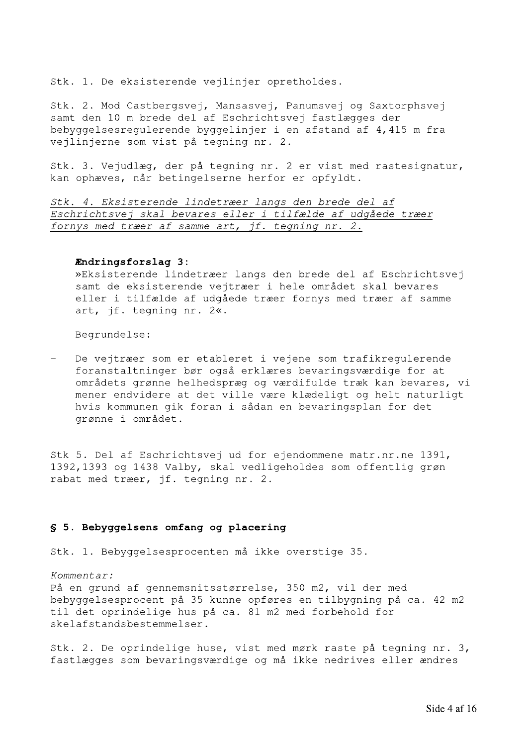Stk. 1. De eksisterende vejlinjer opretholdes.

Stk. 2. Mod Castbergsvej, Mansasvej, Panumsvej og Saxtorphsvej samt den 10 m brede del af Eschrichtsvej fastlægges der bebyggelsesregulerende byggelinjer i en afstand af 4,415 m fra vejlinjerne som vist på tegning nr. 2.

Stk. 3. Vejudlæg, der på tegning nr. 2 er vist med rastesignatur, kan ophæves, når betingelserne herfor er opfyldt.

<u>*Stk. 4. Eksisterende lindetræer langs den brede del af Eschrichtsvej skal bevares eller i tilfælde af udgåede træer fornys med træer af samme art, jf. tegning nr. 2.*</u>

> **Ændringsforslag 3:**
> »Eksisterende lindetræer langs den brede del af Eschrichtsvej samt de eksisterende vejtræer i hele området skal bevares eller i tilfælde af udgåede træer fornys med træer af samme art, jf. tegning nr. 2«.
>
> Begrundelse:

- De vejtræer som er etableret i vejene som trafikregulerende foranstaltninger bør også erklæres bevaringsværdige for at områdets grønne helhedspræg og værdifulde træk kan bevares, vi mener endvidere at det ville være klædeligt og helt naturligt hvis kommunen gik foran i sådan en bevaringsplan for det grønne i området.

Stk 5. Del af Eschrichtsvej ud for ejendommene matr.nr.ne 1391, 1392,1393 og 1438 Valby, skal vedligeholdes som offentlig grøn rabat med træer, jf. tegning nr. 2.

## § 5. Bebyggelsens omfang og placering

Stk. 1. Bebyggelsesprocenten må ikke overstige 35.

*Kommentar:*
På en grund af gennemsnitsstørrelse, 350 m2, vil der med bebyggelsesprocent på 35 kunne opføres en tilbygning på ca. 42 m2 til det oprindelige hus på ca. 81 m2 med forbehold for skelafstandsbestemmelser.

Stk. 2. De oprindelige huse, vist med mørk raste på tegning nr. 3, fastlægges som bevaringsværdige og må ikke nedrives eller ændres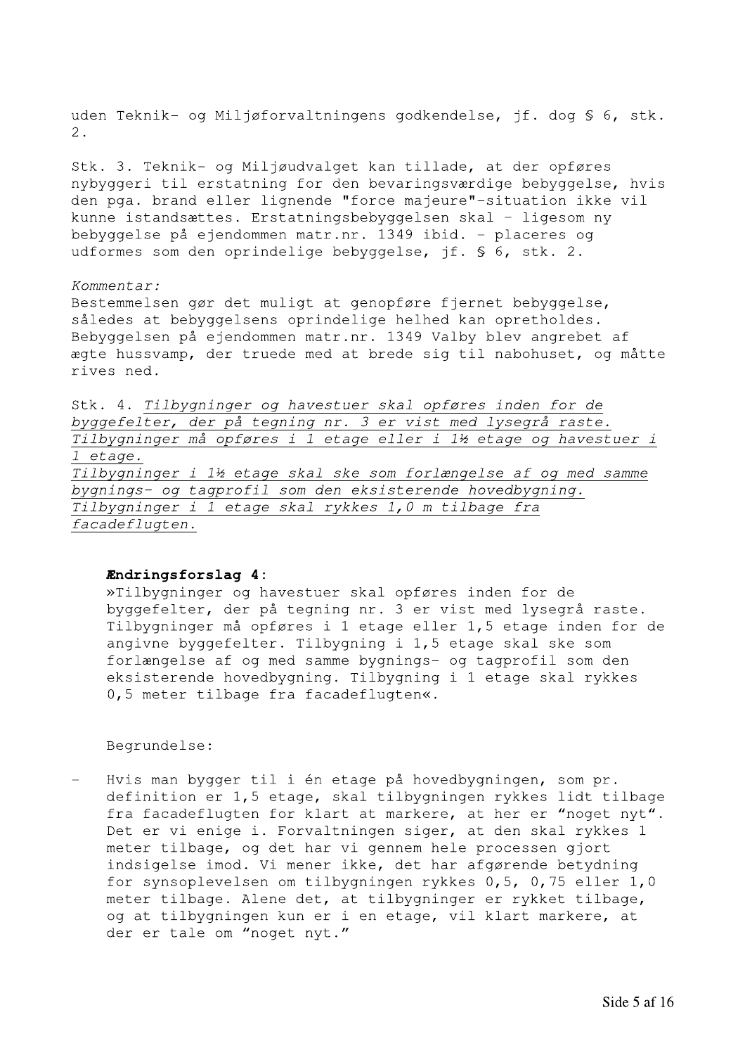uden Teknik- og Miljøforvaltningens godkendelse, jf. dog § 6, stk. 2.

Stk. 3. Teknik- og Miljøudvalget kan tillade, at der opføres nybyggeri til erstatning for den bevaringsværdige bebyggelse, hvis den pga. brand eller lignende "force majeure"-situation ikke vil kunne istandsættes. Erstatningsbebyggelsen skal – ligesom ny bebyggelse på ejendommen matr.nr. 1349 ibid. – placeres og udformes som den oprindelige bebyggelse, jf. § 6, stk. 2.

*Kommentar:*
Bestemmelsen gør det muligt at genopføre fjernet bebyggelse, således at bebyggelsens oprindelige helhed kan opretholdes. Bebyggelsen på ejendommen matr.nr. 1349 Valby blev angrebet af ægte hussvamp, der truede med at brede sig til nabohuset, og måtte rives ned.

Stk. 4. *Tilbygninger og havestuer skal opføres inden for de byggefelter, der på tegning nr. 3 er vist med lysegrå raste. Tilbygninger må opføres i 1 etage eller i 1½ etage og havestuer i 1 etage.*
*Tilbygninger i 1½ etage skal ske som forlængelse af og med samme bygnings- og tagprofil som den eksisterende hovedbygning. Tilbygninger i 1 etage skal rykkes 1,0 m tilbage fra facadeflugten.*

**Ændringsforslag 4:**
»Tilbygninger og havestuer skal opføres inden for de byggefelter, der på tegning nr. 3 er vist med lysegrå raste. Tilbygninger må opføres i 1 etage eller 1,5 etage inden for de angivne byggefelter. Tilbygning i 1,5 etage skal ske som forlængelse af og med samme bygnings- og tagprofil som den eksisterende hovedbygning. Tilbygning i 1 etage skal rykkes 0,5 meter tilbage fra facadeflugten«.

Begrundelse:

- Hvis man bygger til i én etage på hovedbygningen, som pr. definition er 1,5 etage, skal tilbygningen rykkes lidt tilbage fra facadeflugten for klart at markere, at her er "noget nyt". Det er vi enige i. Forvaltningen siger, at den skal rykkes 1 meter tilbage, og det har vi gennem hele processen gjort indsigelse imod. Vi mener ikke, det har afgørende betydning for synsoplevelsen om tilbygningen rykkes 0,5, 0,75 eller 1,0 meter tilbage. Alene det, at tilbygninger er rykket tilbage, og at tilbygningen kun er i en etage, vil klart markere, at der er tale om "noget nyt."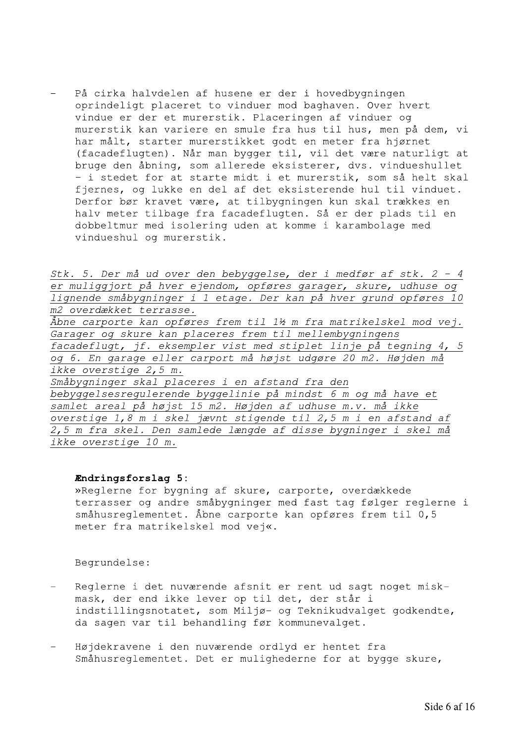- På cirka halvdelen af husene er der i hovedbygningen oprindeligt placeret to vinduer mod baghaven. Over hvert vindue er der et murerstik. Placeringen af vinduer og murerstik kan variere en smule fra hus til hus, men på dem, vi har målt, starter murerstikket godt en meter fra hjørnet (facadeflugten). Når man bygger til, vil det være naturligt at bruge den åbning, som allerede eksisterer, dvs. vindueshullet – i stedet for at starte midt i et murerstik, som så helt skal fjernes, og lukke en del af det eksisterende hul til vinduet. Derfor bør kravet være, at tilbygningen kun skal trækkes en halv meter tilbage fra facadeflugten. Så er der plads til en dobbeltmur med isolering uden at komme i karambolage med vindueshul og murerstik.

*Stk. 5. Der må ud over den bebyggelse, der i medfør af stk. 2 - 4 er muliggjort på hver ejendom, opføres garager, skure, udhuse og lignende småbygninger i 1 etage. Der kan på hver grund opføres 10 m2 overdækket terrasse.*
*Åbne carporte kan opføres frem til 1½ m fra matrikelskel mod vej. Garager og skure kan placeres frem til mellembygningens facadeflugt, jf. eksempler vist med stiplet linje på tegning 4, 5 og 6. En garage eller carport må højst udgøre 20 m2. Højden må ikke overstige 2,5 m.*
*Småbygninger skal placeres i en afstand fra den bebyggelsesregulerende byggelinie på mindst 6 m og må have et samlet areal på højst 15 m2. Højden af udhuse m.v. må ikke overstige 1,8 m i skel jævnt stigende til 2,5 m i en afstand af 2,5 m fra skel. Den samlede længde af disse bygninger i skel må ikke overstige 10 m.*

**Ændringsforslag 5**:
»Reglerne for bygning af skure, carporte, overdækkede terrasser og andre småbygninger med fast tag følger reglerne i småhusreglementet. Åbne carporte kan opføres frem til 0,5 meter fra matrikelskel mod vej«.

Begrundelse:

- Reglerne i det nuværende afsnit er rent ud sagt noget miskmask, der end ikke lever op til det, der står i indstillingsnotatet, som Miljø- og Teknikudvalget godkendte, da sagen var til behandling før kommunevalget.

- Højdekravene i den nuværende ordlyd er hentet fra Småhusreglementet. Det er mulighederne for at bygge skure,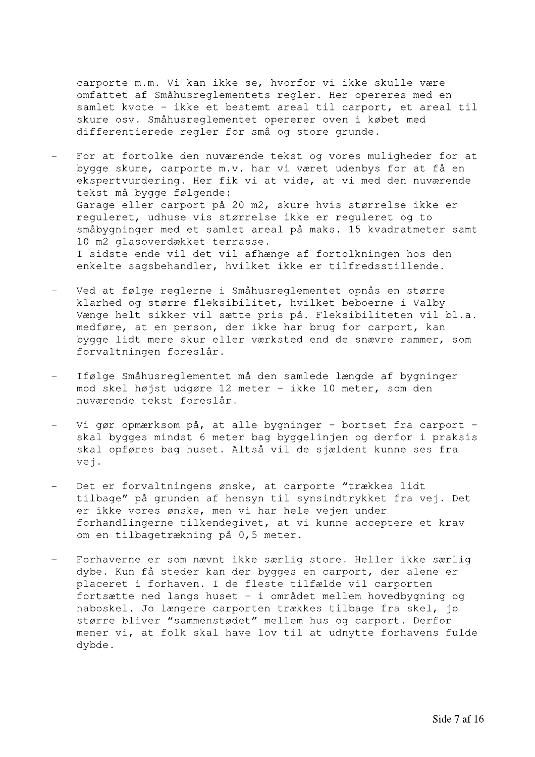carporte m.m. Vi kan ikke se, hvorfor vi ikke skulle være omfattet af Småhusreglementets regler. Her opereres med en samlet kvote – ikke et bestemt areal til carport, et areal til skure osv. Småhusreglementet opererer oven i købet med differentierede regler for små og store grunde.

- For at fortolke den nuværende tekst og vores muligheder for at bygge skure, carporte m.v. har vi været udenbys for at få en ekspertvurdering. Her fik vi at vide, at vi med den nuværende tekst må bygge følgende:
  Garage eller carport på 20 m2, skure hvis størrelse ikke er reguleret, udhuse vis størrelse ikke er reguleret og to småbygninger med et samlet areal på maks. 15 kvadratmeter samt 10 m2 glasoverdækket terrasse.
  I sidste ende vil det vil afhænge af fortolkningen hos den enkelte sagsbehandler, hvilket ikke er tilfredsstillende.

- Ved at følge reglerne i Småhusreglementet opnås en større klarhed og større fleksibilitet, hvilket beboerne i Valby Vænge helt sikker vil sætte pris på. Fleksibiliteten vil bl.a. medføre, at en person, der ikke har brug for carport, kan bygge lidt mere skur eller værksted end de snævre rammer, som forvaltningen foreslår.

- Ifølge Småhusreglementet må den samlede længde af bygninger mod skel højst udgøre 12 meter – ikke 10 meter, som den nuværende tekst foreslår.

- Vi gør opmærksom på, at alle bygninger – bortset fra carport – skal bygges mindst 6 meter bag byggelinjen og derfor i praksis skal opføres bag huset. Altså vil de sjældent kunne ses fra vej.

- Det er forvaltningens ønske, at carporte "trækkes lidt tilbage" på grunden af hensyn til synsindtrykket fra vej. Det er ikke vores ønske, men vi har hele vejen under forhandlingerne tilkendegivet, at vi kunne acceptere et krav om en tilbagetrækning på 0,5 meter.

- Forhaverne er som nævnt ikke særlig store. Heller ikke særlig dybe. Kun få steder kan der bygges en carport, der alene er placeret i forhaven. I de fleste tilfælde vil carporten fortsætte ned langs huset – i området mellem hovedbygning og naboskel. Jo længere carporten trækkes tilbage fra skel, jo større bliver "sammenstødet" mellem hus og carport. Derfor mener vi, at folk skal have lov til at udnytte forhavens fulde dybde.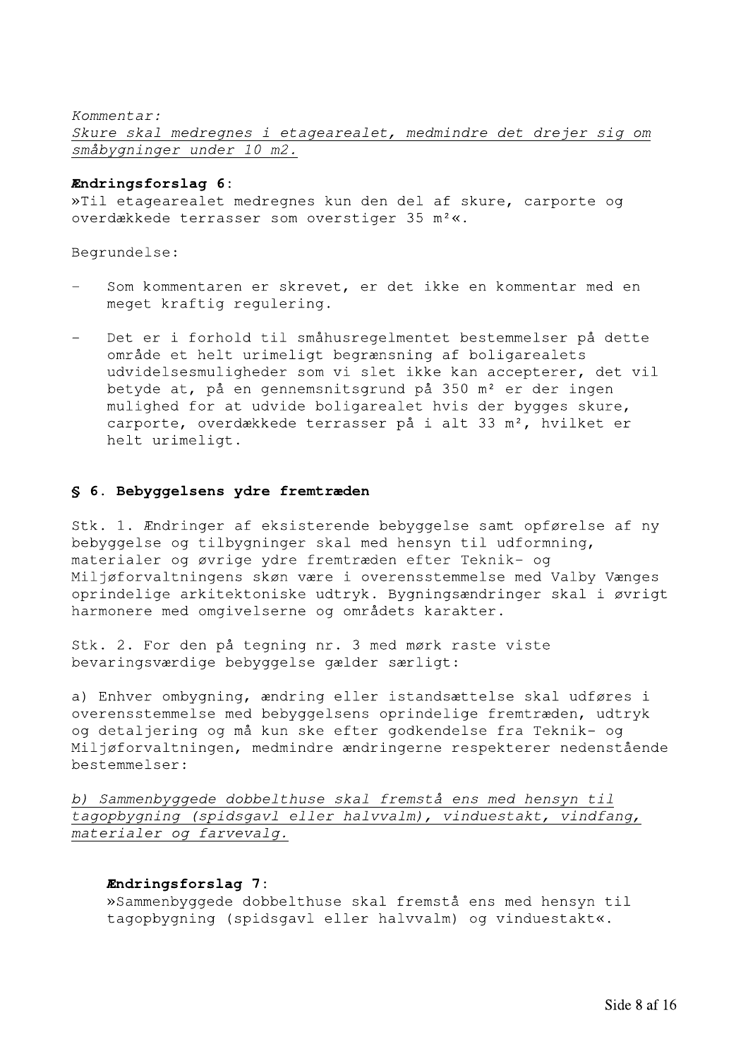*Kommentar:*
*Skure skal medregnes i etagearealet, medmindre det drejer sig om småbygninger under 10 m2.*

**Ændringsforslag 6**:
»Til etagearealet medregnes kun den del af skure, carporte og overdækkede terrasser som overstiger 35 m²«.

Begrundelse:

- Som kommentaren er skrevet, er det ikke en kommentar med en meget kraftig regulering.
- Det er i forhold til småhusregelmentet bestemmelser på dette område et helt urimeligt begrænsning af boligarealets udvidelsesmuligheder som vi slet ikke kan accepterer, det vil betyde at, på en gennemsnitsgrund på 350 m² er der ingen mulighed for at udvide boligarealet hvis der bygges skure, carporte, overdækkede terrasser på i alt 33 m², hvilket er helt urimeligt.

## § 6. Bebyggelsens ydre fremtræden

Stk. 1. Ændringer af eksisterende bebyggelse samt opførelse af ny bebyggelse og tilbygninger skal med hensyn til udformning, materialer og øvrige ydre fremtræden efter Teknik- og Miljøforvaltningens skøn være i overensstemmelse med Valby Vænges oprindelige arkitektoniske udtryk. Bygningsændringer skal i øvrigt harmonere med omgivelserne og områdets karakter.

Stk. 2. For den på tegning nr. 3 med mørk raste viste bevaringsværdige bebyggelse gælder særligt:

a) Enhver ombygning, ændring eller istandsættelse skal udføres i overensstemmelse med bebyggelsens oprindelige fremtræden, udtryk og detaljering og må kun ske efter godkendelse fra Teknik- og Miljøforvaltningen, medmindre ændringerne respekterer nedenstående bestemmelser:

*b) Sammenbyggede dobbelthuse skal fremstå ens med hensyn til tagopbygning (spidsgavl eller halvvalm), vinduestakt, vindfang, materialer og farvevalg.*

**Ændringsforslag 7**:
»Sammenbyggede dobbelthuse skal fremstå ens med hensyn til tagopbygning (spidsgavl eller halvvalm) og vinduestakt«.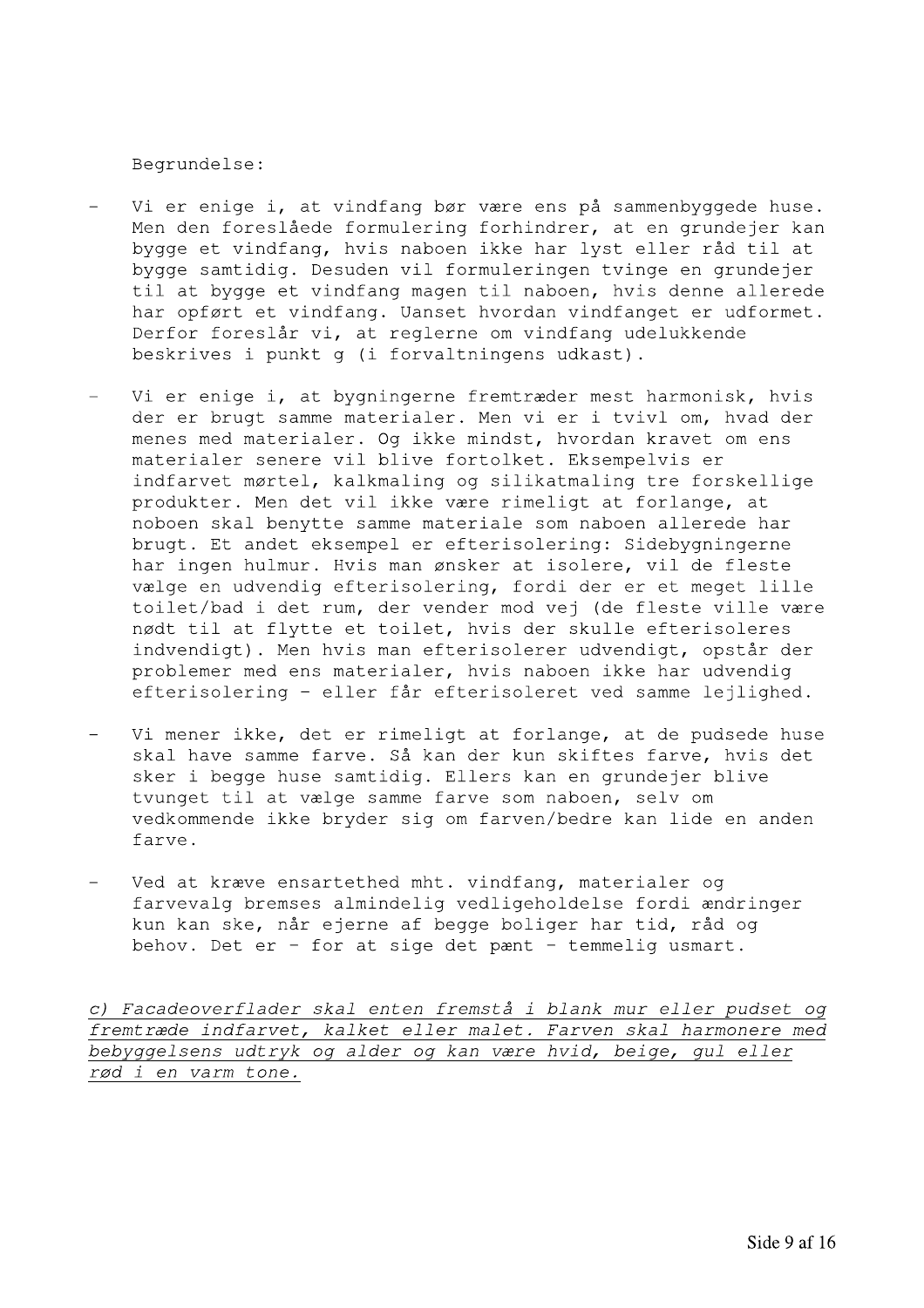Begrundelse:

- Vi er enige i, at vindfang bør være ens på sammenbyggede huse. Men den foreslåede formulering forhindrer, at en grundejer kan bygge et vindfang, hvis naboen ikke har lyst eller råd til at bygge samtidig. Desuden vil formuleringen tvinge en grundejer til at bygge et vindfang magen til naboen, hvis denne allerede har opført et vindfang. Uanset hvordan vindfanget er udformet. Derfor foreslår vi, at reglerne om vindfang udelukkende beskrives i punkt g (i forvaltningens udkast).

- Vi er enige i, at bygningerne fremtræder mest harmonisk, hvis der er brugt samme materialer. Men vi er i tvivl om, hvad der menes med materialer. Og ikke mindst, hvordan kravet om ens materialer senere vil blive fortolket. Eksempelvis er indfarvet mørtel, kalkmaling og silikatmaling tre forskellige produkter. Men det vil ikke være rimeligt at forlange, at noboen skal benytte samme materiale som naboen allerede har brugt. Et andet eksempel er efterisolering: Sidebygningerne har ingen hulmur. Hvis man ønsker at isolere, vil de fleste vælge en udvendig efterisolering, fordi der er et meget lille toilet/bad i det rum, der vender mod vej (de fleste ville være nødt til at flytte et toilet, hvis der skulle efterisoleres indvendigt). Men hvis man efterisolerer udvendigt, opstår der problemer med ens materialer, hvis naboen ikke har udvendig efterisolering - eller får efterisoleret ved samme lejlighed.

- Vi mener ikke, det er rimeligt at forlange, at de pudsede huse skal have samme farve. Så kan der kun skiftes farve, hvis det sker i begge huse samtidig. Ellers kan en grundejer blive tvunget til at vælge samme farve som naboen, selv om vedkommende ikke bryder sig om farven/bedre kan lide en anden farve.

- Ved at kræve ensartethed mht. vindfang, materialer og farvevalg bremses almindelig vedligeholdelse fordi ændringer kun kan ske, når ejerne af begge boliger har tid, råd og behov. Det er - for at sige det pænt - temmelig usmart.

<u>*c) Facadeoverflader skal enten fremstå i blank mur eller pudset og fremtræde indfarvet, kalket eller malet. Farven skal harmonere med bebyggelsens udtryk og alder og kan være hvid, beige, gul eller rød i en varm tone.*</u>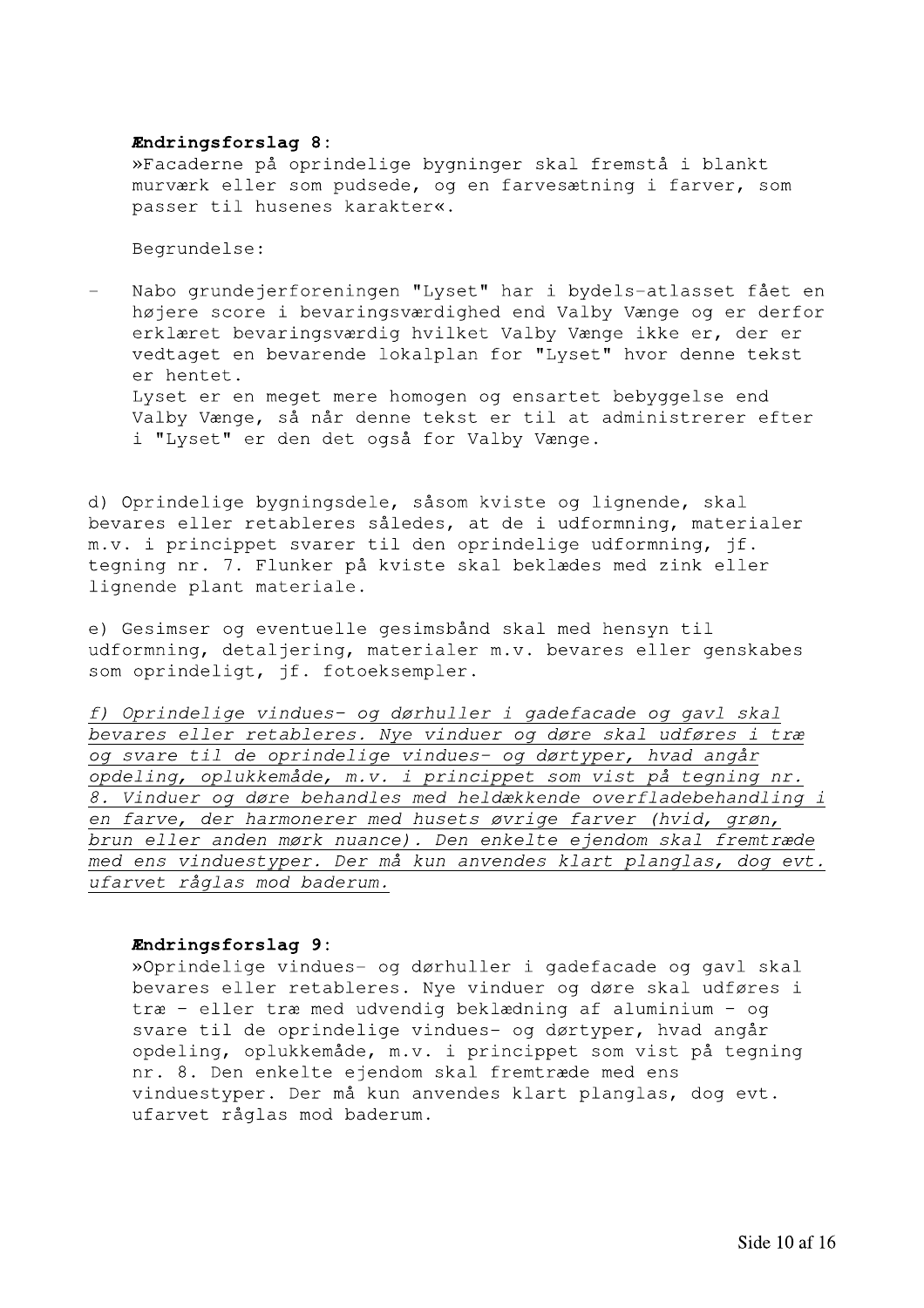**Ændringsforslag 8**:
»Facaderne på oprindelige bygninger skal fremstå i blankt murværk eller som pudsede, og en farvesætning i farver, som passer til husenes karakter«.

Begrundelse:

- Nabo grundejerforeningen "Lyset" har i bydels-atlasset fået en højere score i bevaringsværdighed end Valby Vænge og er derfor erklæret bevaringsværdig hvilket Valby Vænge ikke er, der er vedtaget en bevarende lokalplan for "Lyset" hvor denne tekst er hentet.
  Lyset er en meget mere homogen og ensartet bebyggelse end Valby Vænge, så når denne tekst er til at administrerer efter i "Lyset" er den det også for Valby Vænge.

d) Oprindelige bygningsdele, såsom kviste og lignende, skal bevares eller retableres således, at de i udformning, materialer m.v. i princippet svarer til den oprindelige udformning, jf. tegning nr. 7. Flunker på kviste skal beklædes med zink eller lignende plant materiale.

e) Gesimser og eventuelle gesimsbånd skal med hensyn til udformning, detaljering, materialer m.v. bevares eller genskabes som oprindeligt, jf. fotoeksempler.

<u>*f) Oprindelige vindues- og dørhuller i gadefacade og gavl skal bevares eller retableres. Nye vinduer og døre skal udføres i træ og svare til de oprindelige vindues- og dørtyper, hvad angår opdeling, oplukkemåde, m.v. i princippet som vist på tegning nr. 8. Vinduer og døre behandles med heldækkende overfladebehandling i en farve, der harmonerer med husets øvrige farver (hvid, grøn, brun eller anden mørk nuance). Den enkelte ejendom skal fremtræde med ens vinduestyper. Der må kun anvendes klart planglas, dog evt. ufarvet råglas mod baderum.*</u>

**Ændringsforslag 9**:
»Oprindelige vindues- og dørhuller i gadefacade og gavl skal bevares eller retableres. Nye vinduer og døre skal udføres i træ - eller træ med udvendig beklædning af aluminium - og svare til de oprindelige vindues- og dørtyper, hvad angår opdeling, oplukkemåde, m.v. i princippet som vist på tegning nr. 8. Den enkelte ejendom skal fremtræde med ens vinduestyper. Der må kun anvendes klart planglas, dog evt. ufarvet råglas mod baderum.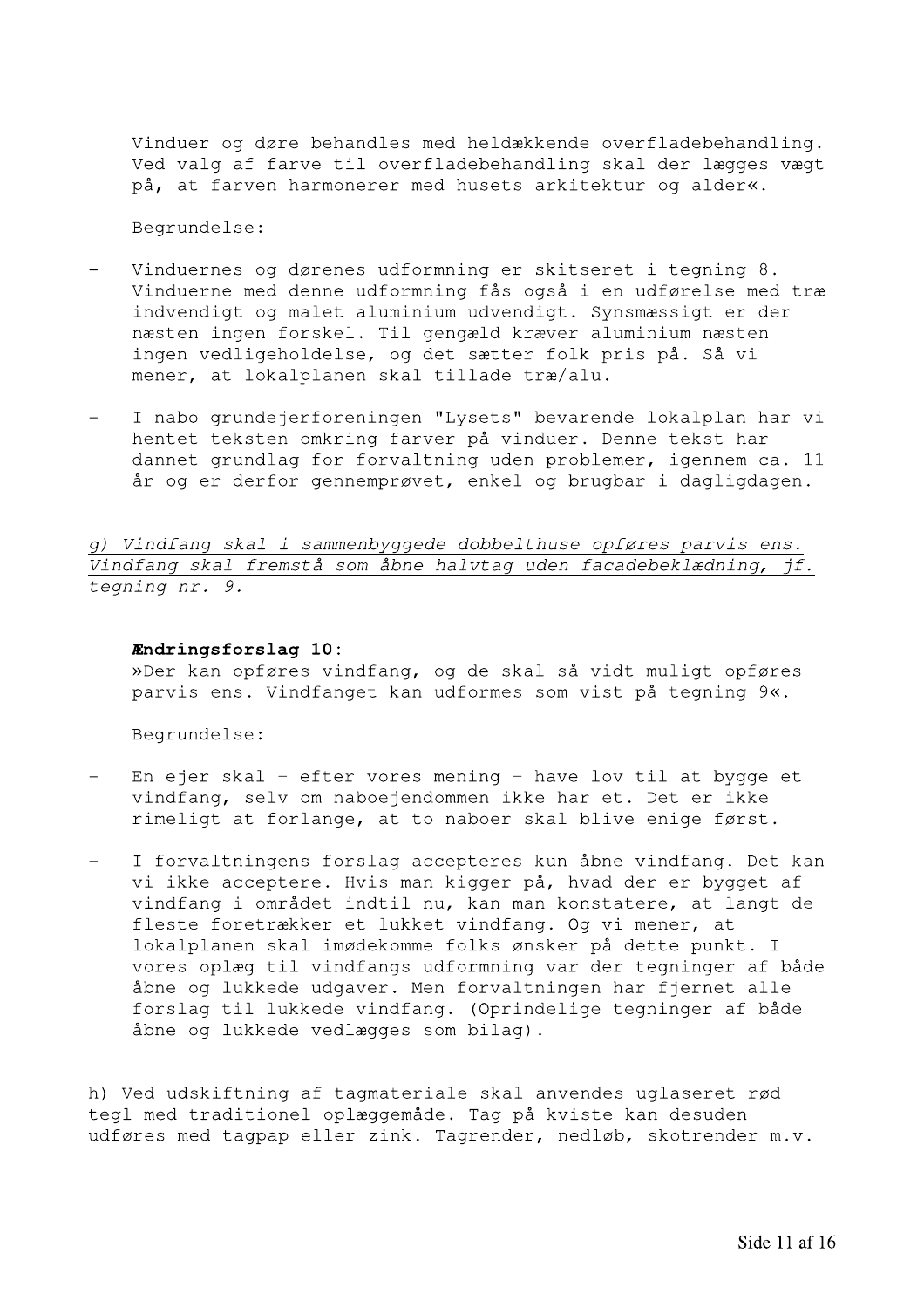Vinduer og døre behandles med heldækkende overfladebehandling. Ved valg af farve til overfladebehandling skal der lægges vægt på, at farven harmonerer med husets arkitektur og alder«.

Begrundelse:

- Vinduernes og dørenes udformning er skitseret i tegning 8. Vinduerne med denne udformning fås også i en udførelse med træ indvendigt og malet aluminium udvendigt. Synsmæssigt er der næsten ingen forskel. Til gengæld kræver aluminium næsten ingen vedligeholdelse, og det sætter folk pris på. Så vi mener, at lokalplanen skal tillade træ/alu.

- I nabo grundejerforeningen "Lysets" bevarende lokalplan har vi hentet teksten omkring farver på vinduer. Denne tekst har dannet grundlag for forvaltning uden problemer, igennem ca. 11 år og er derfor gennemprøvet, enkel og brugbar i dagligdagen.

<u>*g) Vindfang skal i sammenbyggede dobbelthuse opføres parvis ens. Vindfang skal fremstå som åbne halvtag uden facadebeklædning, jf. tegning nr. 9.*</u>

**Ændringsforslag 10:**
»Der kan opføres vindfang, og de skal så vidt muligt opføres parvis ens. Vindfanget kan udformes som vist på tegning 9«.

Begrundelse:

- En ejer skal – efter vores mening – have lov til at bygge et vindfang, selv om naboejendommen ikke har et. Det er ikke rimeligt at forlange, at to naboer skal blive enige først.

- I forvaltningens forslag accepteres kun åbne vindfang. Det kan vi ikke acceptere. Hvis man kigger på, hvad der er bygget af vindfang i området indtil nu, kan man konstatere, at langt de fleste foretrækker et lukket vindfang. Og vi mener, at lokalplanen skal imødekomme folks ønsker på dette punkt. I vores oplæg til vindfangs udformning var der tegninger af både åbne og lukkede udgaver. Men forvaltningen har fjernet alle forslag til lukkede vindfang. (Oprindelige tegninger af både åbne og lukkede vedlægges som bilag).

h) Ved udskiftning af tagmateriale skal anvendes uglaseret rød tegl med traditionel oplæggemåde. Tag på kviste kan desuden udføres med tagpap eller zink. Tagrender, nedløb, skotrender m.v.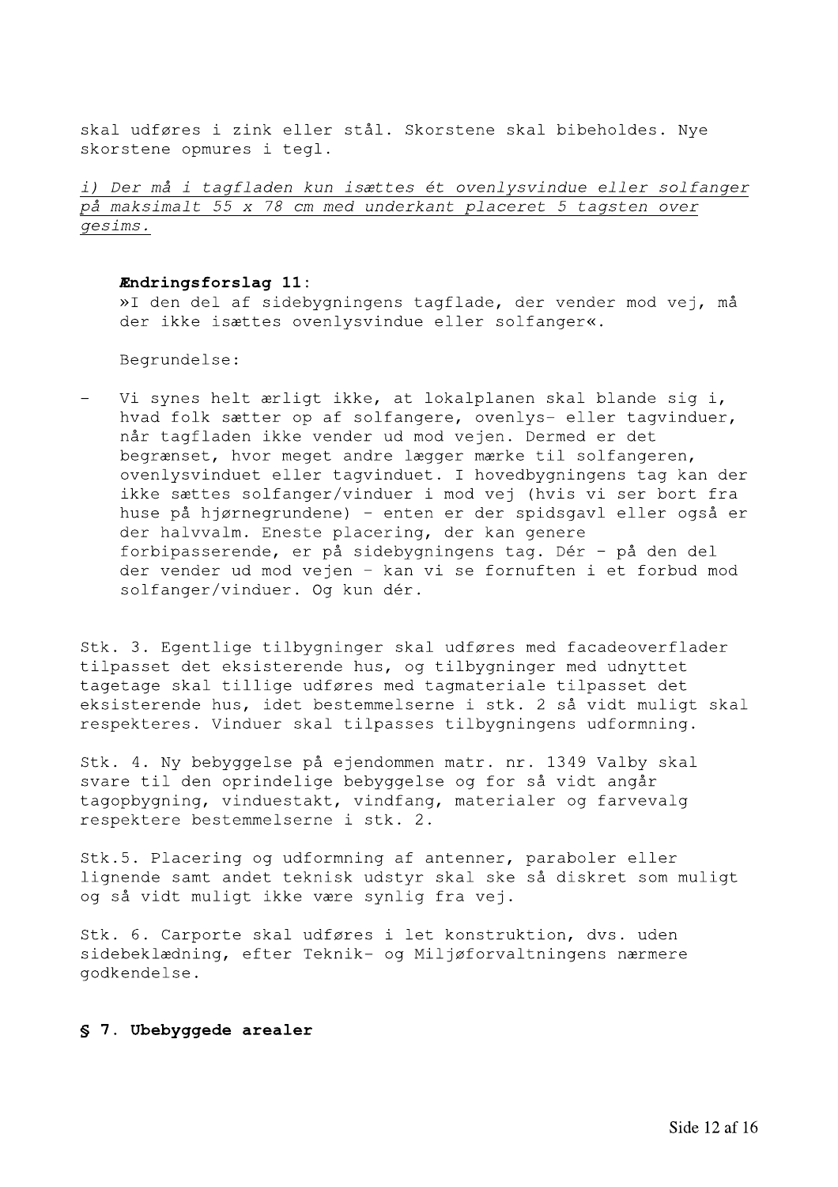skal udføres i zink eller stål. Skorstene skal bibeholdes. Nye skorstene opmures i tegl.

*i) Der må i tagfladen kun isættes ét ovenlysvindue eller solfanger på maksimalt 55 x 78 cm med underkant placeret 5 tagsten over gesims.*

**Ændringsforslag 11**:
»I den del af sidebygningens tagflade, der vender mod vej, må der ikke isættes ovenlysvindue eller solfanger«.

Begrundelse:

- Vi synes helt ærligt ikke, at lokalplanen skal blande sig i, hvad folk sætter op af solfangere, ovenlys- eller tagvinduer, når tagfladen ikke vender ud mod vejen. Dermed er det begrænset, hvor meget andre lægger mærke til solfangeren, ovenlysvinduet eller tagvinduet. I hovedbygningens tag kan der ikke sættes solfanger/vinduer i mod vej (hvis vi ser bort fra huse på hjørnegrundene) – enten er der spidsgavl eller også er der halvvalm. Eneste placering, der kan genere forbipasserende, er på sidebygningens tag. Dér – på den del der vender ud mod vejen – kan vi se fornuften i et forbud mod solfanger/vinduer. Og kun dér.

Stk. 3. Egentlige tilbygninger skal udføres med facadeoverflader tilpasset det eksisterende hus, og tilbygninger med udnyttet tagetage skal tillige udføres med tagmateriale tilpasset det eksisterende hus, idet bestemmelserne i stk. 2 så vidt muligt skal respekteres. Vinduer skal tilpasses tilbygningens udformning.

Stk. 4. Ny bebyggelse på ejendommen matr. nr. 1349 Valby skal svare til den oprindelige bebyggelse og for så vidt angår tagopbygning, vinduestakt, vindfang, materialer og farvevalg respektere bestemmelserne i stk. 2.

Stk.5. Placering og udformning af antenner, paraboler eller lignende samt andet teknisk udstyr skal ske så diskret som muligt og så vidt muligt ikke være synlig fra vej.

Stk. 6. Carporte skal udføres i let konstruktion, dvs. uden sidebeklædning, efter Teknik- og Miljøforvaltningens nærmere godkendelse.

## § 7. Ubebyggede arealer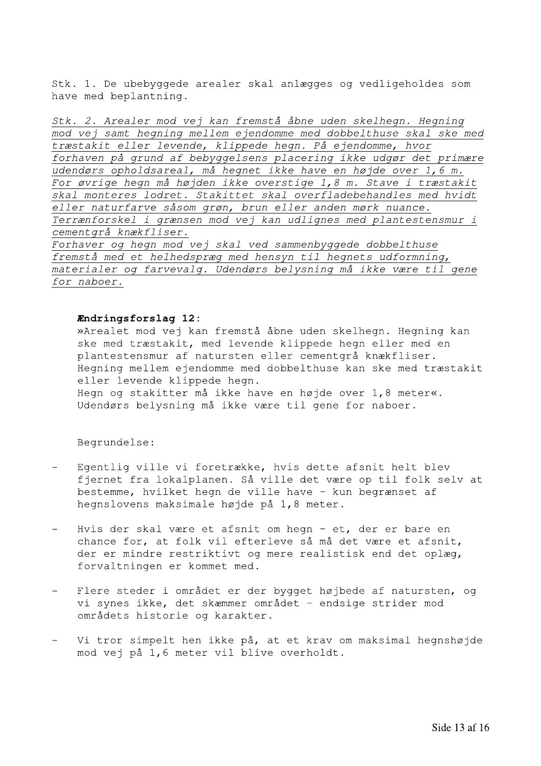Stk. 1. De ubebyggede arealer skal anlægges og vedligeholdes som have med beplantning.

*Stk. 2. Arealer mod vej kan fremstå åbne uden skelhegn. Hegning mod vej samt hegning mellem ejendomme med dobbelthuse skal ske med træstakit eller levende, klippede hegn. På ejendomme, hvor forhaven på grund af bebyggelsens placering ikke udgør det primære udendørs opholdsareal, må hegnet ikke have en højde over 1,6 m. For øvrige hegn må højden ikke overstige 1,8 m. Stave i træstakit skal monteres lodret. Stakittet skal overfladebehandles med hvidt eller naturfarve såsom grøn, brun eller anden mørk nuance. Terrænforskel i grænsen mod vej kan udlignes med plantestensmur i cementgrå knækfliser.*
*Forhaver og hegn mod vej skal ved sammenbyggede dobbelthuse fremstå med et helhedspræg med hensyn til hegnets udformning, materialer og farvevalg. Udendørs belysning må ikke være til gene for naboer.*

**Ændringsforslag 12**:
»Arealet mod vej kan fremstå åbne uden skelhegn. Hegning kan ske med træstakit, med levende klippede hegn eller med en plantestensmur af natursten eller cementgrå knækfliser.
Hegning mellem ejendomme med dobbelthuse kan ske med træstakit eller levende klippede hegn.
Hegn og stakitter må ikke have en højde over 1,8 meter«.
Udendørs belysning må ikke være til gene for naboer.

Begrundelse:

- Egentlig ville vi foretrække, hvis dette afsnit helt blev fjernet fra lokalplanen. Så ville det være op til folk selv at bestemme, hvilket hegn de ville have – kun begrænset af hegnslovens maksimale højde på 1,8 meter.
- Hvis der skal være et afsnit om hegn – et, der er bare en chance for, at folk vil efterleve så må det være et afsnit, der er mindre restriktivt og mere realistisk end det oplæg, forvaltningen er kommet med.
- Flere steder i området er der bygget højbede af natursten, og vi synes ikke, det skæmmer området – endsige strider mod områdets historie og karakter.
- Vi tror simpelt hen ikke på, at et krav om maksimal hegnshøjde mod vej på 1,6 meter vil blive overholdt.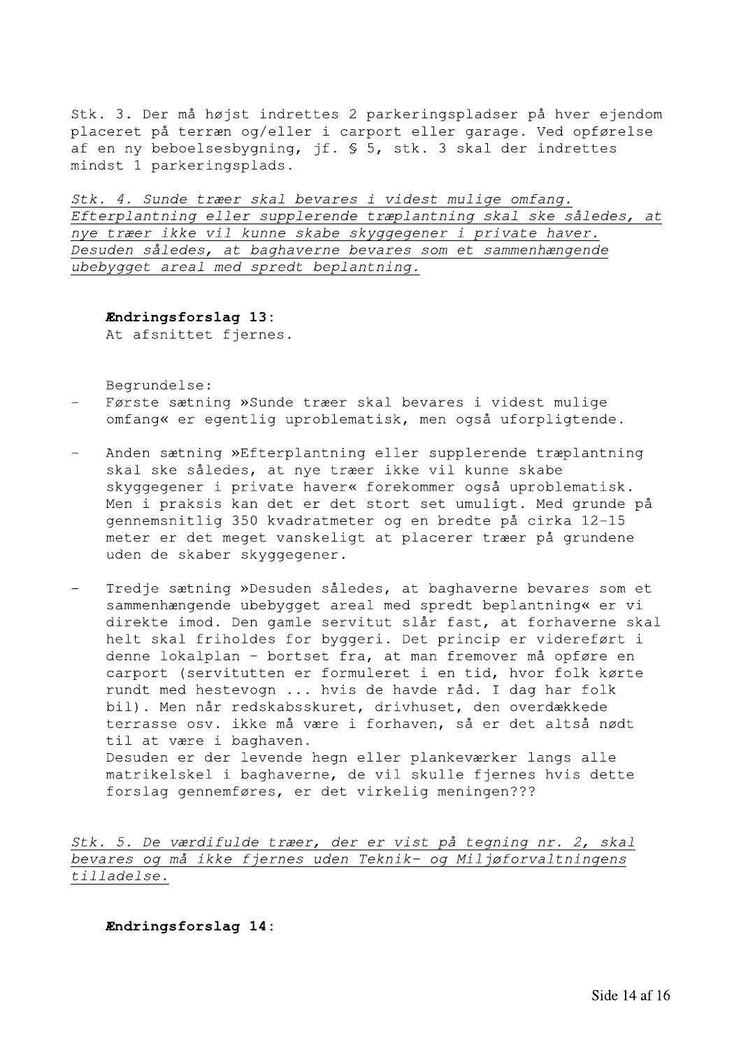Stk. 3. Der må højst indrettes 2 parkeringspladser på hver ejendom placeret på terræn og/eller i carport eller garage. Ved opførelse af en ny beboelsesbygning, jf. § 5, stk. 3 skal der indrettes mindst 1 parkeringsplads.

*Stk. 4. Sunde træer skal bevares i videst mulige omfang. Efterplantning eller supplerende træplantning skal ske således, at nye træer ikke vil kunne skabe skyggegener i private haver. Desuden således, at baghaverne bevares som et sammenhængende ubebygget areal med spredt beplantning.*

**Ændringsforslag 13:**
At afsnittet fjernes.

Begrundelse:

- Første sætning »Sunde træer skal bevares i videst mulige omfang« er egentlig uproblematisk, men også uforpligtende.
- Anden sætning »Efterplantning eller supplerende træplantning skal ske således, at nye træer ikke vil kunne skabe skyggegener i private haver« forekommer også uproblematisk. Men i praksis kan det er det stort set umuligt. Med grunde på gennemsnitlig 350 kvadratmeter og en bredte på cirka 12-15 meter er det meget vanskeligt at placerer træer på grundene uden de skaber skyggegener.
- Tredje sætning »Desuden således, at baghaverne bevares som et sammenhængende ubebygget areal med spredt beplantning« er vi direkte imod. Den gamle servitut slår fast, at forhaverne skal helt skal friholdes for byggeri. Det princip er videreført i denne lokalplan – bortset fra, at man fremover må opføre en carport (servitutten er formuleret i en tid, hvor folk kørte rundt med hestevogn ... hvis de havde råd. I dag har folk bil). Men når redskabsskuret, drivhuset, den overdækkede terrasse osv. ikke må være i forhaven, så er det altså nødt til at være i baghaven.
  Desuden er der levende hegn eller plankeværker langs alle matrikelskel i baghaverne, de vil skulle fjernes hvis dette forslag gennemføres, er det virkelig meningen???

*Stk. 5. De værdifulde træer, der er vist på tegning nr. 2, skal bevares og må ikke fjernes uden Teknik- og Miljøforvaltningens tilladelse.*

**Ændringsforslag 14:**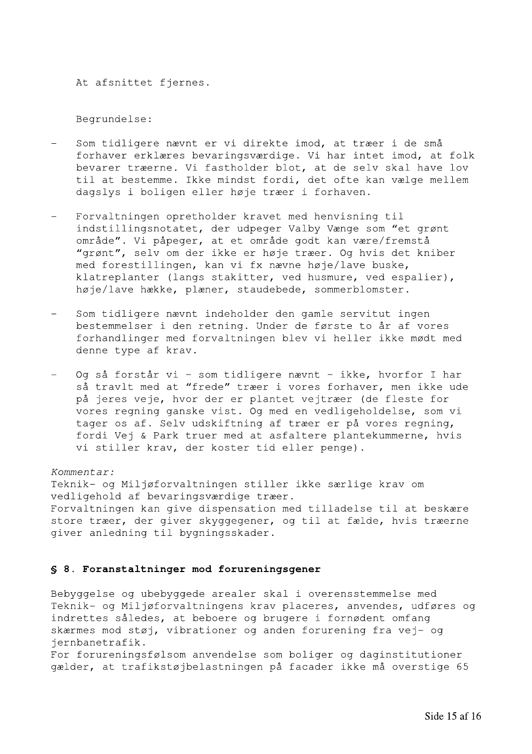At afsnittet fjernes.

Begrundelse:

- Som tidligere nævnt er vi direkte imod, at træer i de små forhaver erklæres bevaringsværdige. Vi har intet imod, at folk bevarer træerne. Vi fastholder blot, at de selv skal have lov til at bestemme. Ikke mindst fordi, det ofte kan vælge mellem dagslys i boligen eller høje træer i forhaven.

- Forvaltningen opretholder kravet med henvisning til indstillingsnotatet, der udpeger Valby Vænge som "et grønt område". Vi påpeger, at et område godt kan være/fremstå "grønt", selv om der ikke er høje træer. Og hvis det kniber med forestillingen, kan vi fx nævne høje/lave buske, klatreplanter (langs stakitter, ved husmure, ved espalier), høje/lave hække, plæner, staudebede, sommerblomster.

- Som tidligere nævnt indeholder den gamle servitut ingen bestemmelser i den retning. Under de første to år af vores forhandlinger med forvaltningen blev vi heller ikke mødt med denne type af krav.

- Og så forstår vi – som tidligere nævnt – ikke, hvorfor I har så travlt med at "frede" træer i vores forhaver, men ikke ude på jeres veje, hvor der er plantet vejtræer (de fleste for vores regning ganske vist. Og med en vedligeholdelse, som vi tager os af. Selv udskiftning af træer er på vores regning, fordi Vej & Park truer med at asfaltere plantekummerne, hvis vi stiller krav, der koster tid eller penge).

*Kommentar:*
Teknik- og Miljøforvaltningen stiller ikke særlige krav om vedligehold af bevaringsværdige træer.
Forvaltningen kan give dispensation med tilladelse til at beskære store træer, der giver skyggegener, og til at fælde, hvis træerne giver anledning til bygningsskader.

## § 8. Foranstaltninger mod forureningsgener

Bebyggelse og ubebyggede arealer skal i overensstemmelse med Teknik- og Miljøforvaltningens krav placeres, anvendes, udføres og indrettes således, at beboere og brugere i fornødent omfang skærmes mod støj, vibrationer og anden forurening fra vej- og jernbanetrafik.
For forureningsfølsom anvendelse som boliger og daginstitutioner gælder, at trafikstøjbelastningen på facader ikke må overstige 65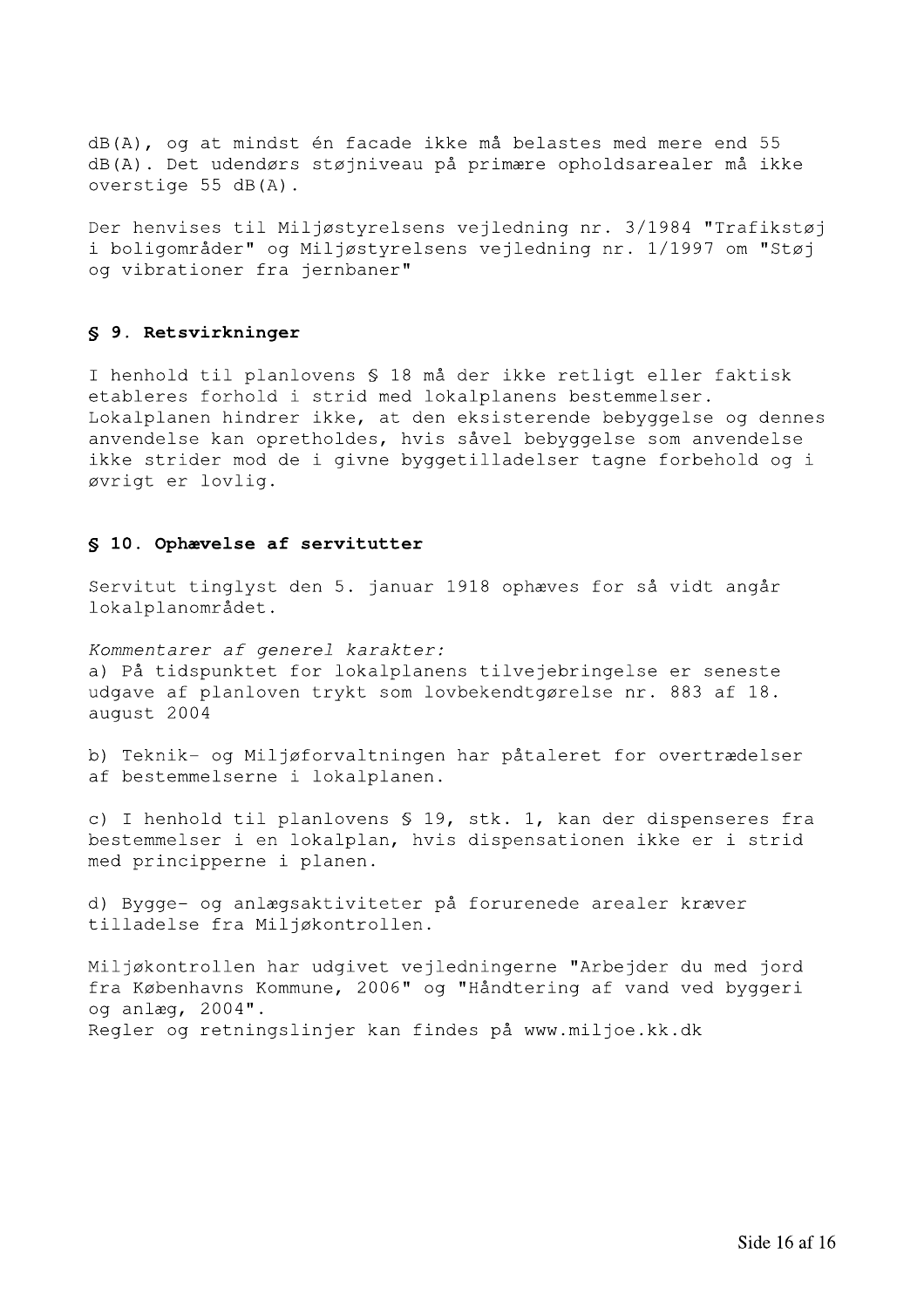dB(A), og at mindst én facade ikke må belastes med mere end 55 dB(A). Det udendørs støjniveau på primære opholdsarealer må ikke overstige 55 dB(A).

Der henvises til Miljøstyrelsens vejledning nr. 3/1984 "Trafikstøj i boligområder" og Miljøstyrelsens vejledning nr. 1/1997 om "Støj og vibrationer fra jernbaner"

## § 9. Retsvirkninger

I henhold til planlovens § 18 må der ikke retligt eller faktisk etableres forhold i strid med lokalplanens bestemmelser. Lokalplanen hindrer ikke, at den eksisterende bebyggelse og dennes anvendelse kan opretholdes, hvis såvel bebyggelse som anvendelse ikke strider mod de i givne byggetilladelser tagne forbehold og i øvrigt er lovlig.

## § 10. Ophævelse af servitutter

Servitut tinglyst den 5. januar 1918 ophæves for så vidt angår lokalplanområdet.

*Kommentarer af generel karakter:*
a) På tidspunktet for lokalplanens tilvejebringelse er seneste udgave af planloven trykt som lovbekendtgørelse nr. 883 af 18. august 2004

b) Teknik- og Miljøforvaltningen har påtaleret for overtrædelser af bestemmelserne i lokalplanen.

c) I henhold til planlovens § 19, stk. 1, kan der dispenseres fra bestemmelser i en lokalplan, hvis dispensationen ikke er i strid med principperne i planen.

d) Bygge- og anlægsaktiviteter på forurenede arealer kræver tilladelse fra Miljøkontrollen.

Miljøkontrollen har udgivet vejledningerne "Arbejder du med jord fra Københavns Kommune, 2006" og "Håndtering af vand ved byggeri og anlæg, 2004".
Regler og retningslinjer kan findes på www.miljoe.kk.dk